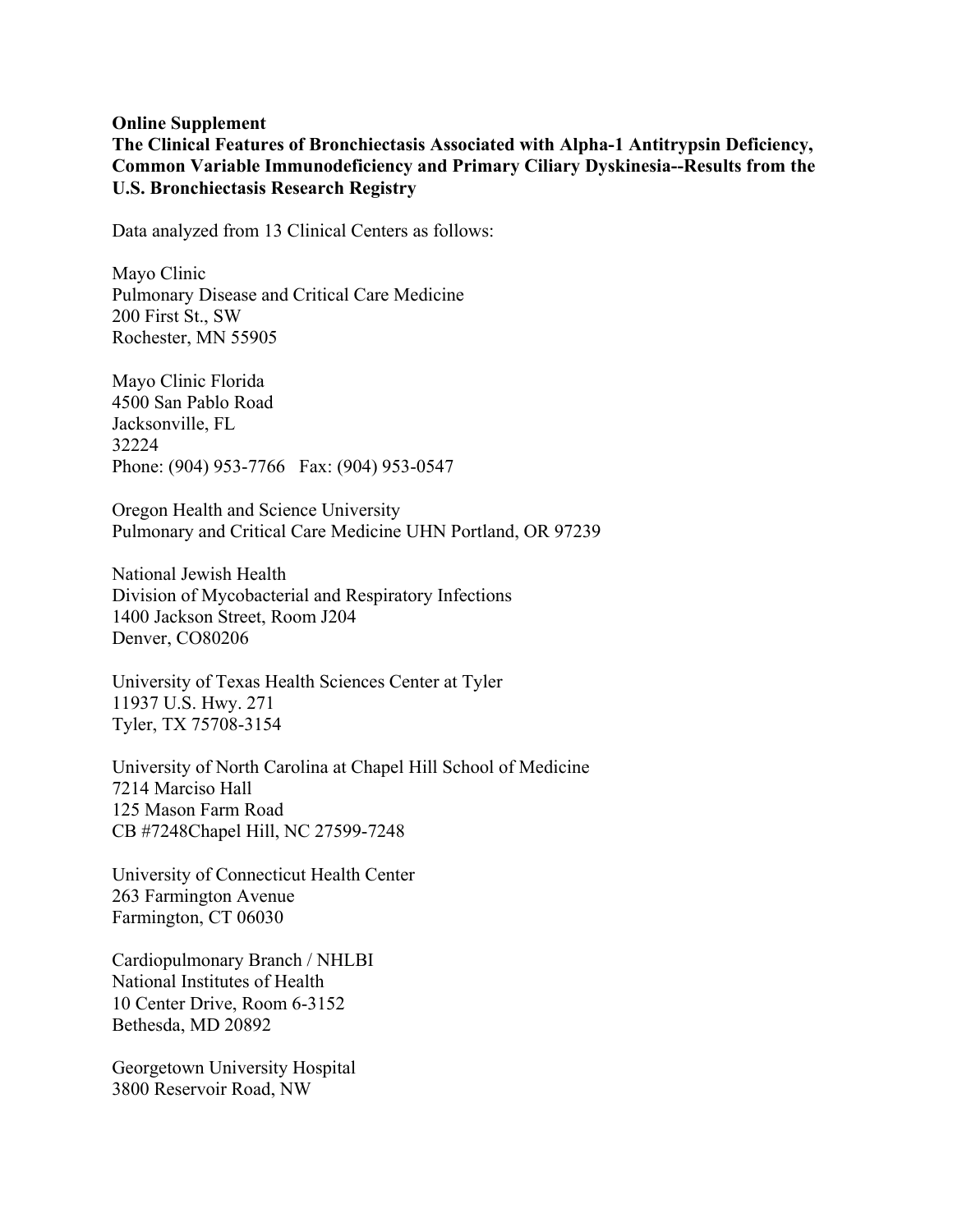**Online Supplement**

**The Clinical Features of Bronchiectasis Associated with Alpha-1 Antitrypsin Deficiency, Common Variable Immunodeficiency and Primary Ciliary Dyskinesia--Results from the U.S. Bronchiectasis Research Registry**

Data analyzed from 13 Clinical Centers as follows:

Mayo Clinic
Pulmonary Disease and Critical Care Medicine
200 First St., SW
Rochester, MN 55905

Mayo Clinic Florida
4500 San Pablo Road
Jacksonville, FL
32224
Phone: (904) 953-7766   Fax: (904) 953-0547

Oregon Health and Science University
Pulmonary and Critical Care Medicine UHN Portland, OR 97239

National Jewish Health
Division of Mycobacterial and Respiratory Infections
1400 Jackson Street, Room J204
Denver, CO80206

University of Texas Health Sciences Center at Tyler
11937 U.S. Hwy. 271
Tyler, TX 75708-3154

University of North Carolina at Chapel Hill School of Medicine
7214 Marciso Hall
125 Mason Farm Road
CB #7248Chapel Hill, NC 27599-7248

University of Connecticut Health Center
263 Farmington Avenue
Farmington, CT 06030

Cardiopulmonary Branch / NHLBI
National Institutes of Health
10 Center Drive, Room 6-3152
Bethesda, MD 20892

Georgetown University Hospital
3800 Reservoir Road, NW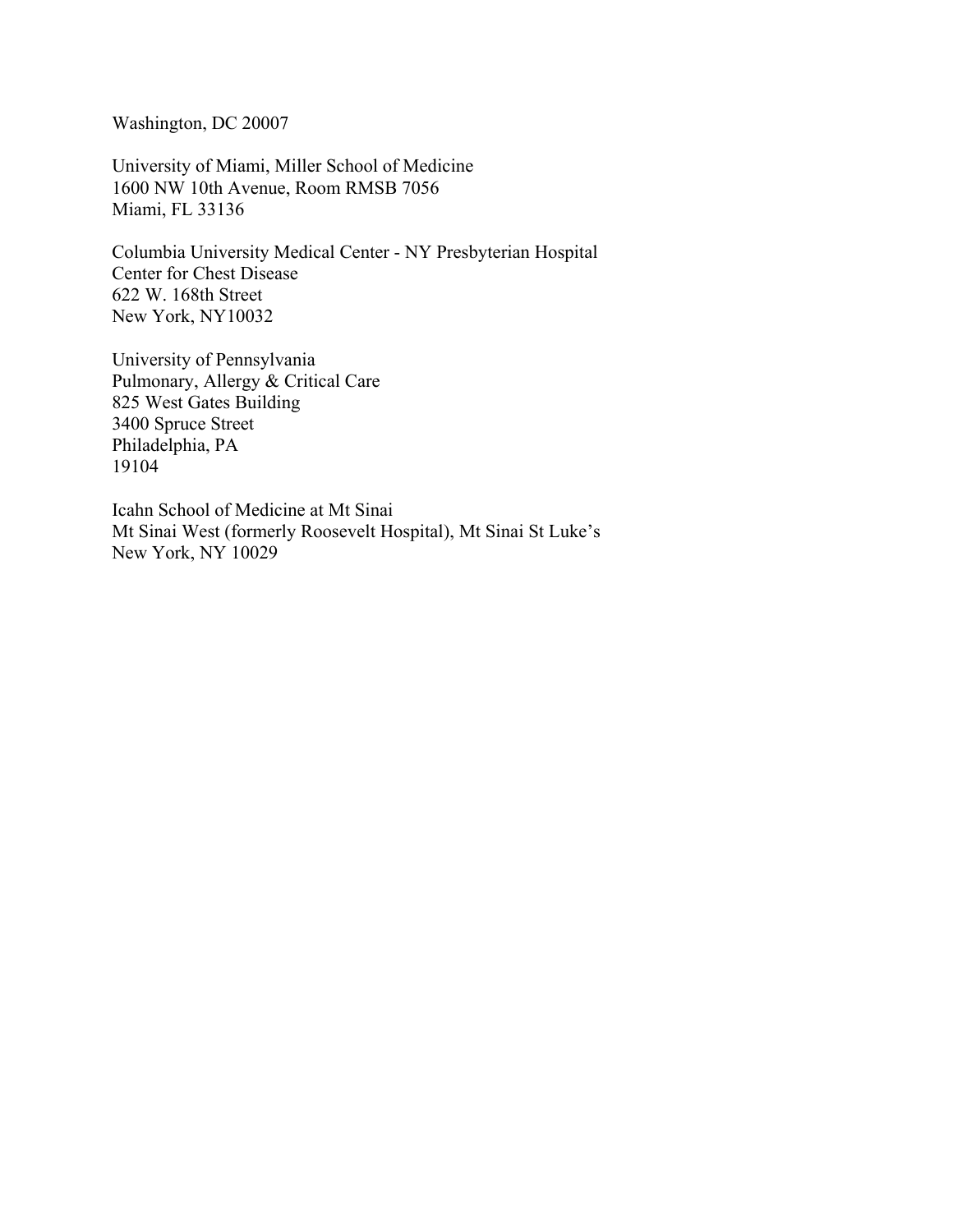Washington, DC 20007

University of Miami, Miller School of Medicine
1600 NW 10th Avenue, Room RMSB 7056
Miami, FL 33136

Columbia University Medical Center - NY Presbyterian Hospital
Center for Chest Disease
622 W. 168th Street
New York, NY10032

University of Pennsylvania
Pulmonary, Allergy & Critical Care
825 West Gates Building
3400 Spruce Street
Philadelphia, PA
19104

Icahn School of Medicine at Mt Sinai
Mt Sinai West (formerly Roosevelt Hospital), Mt Sinai St Luke's
New York, NY 10029